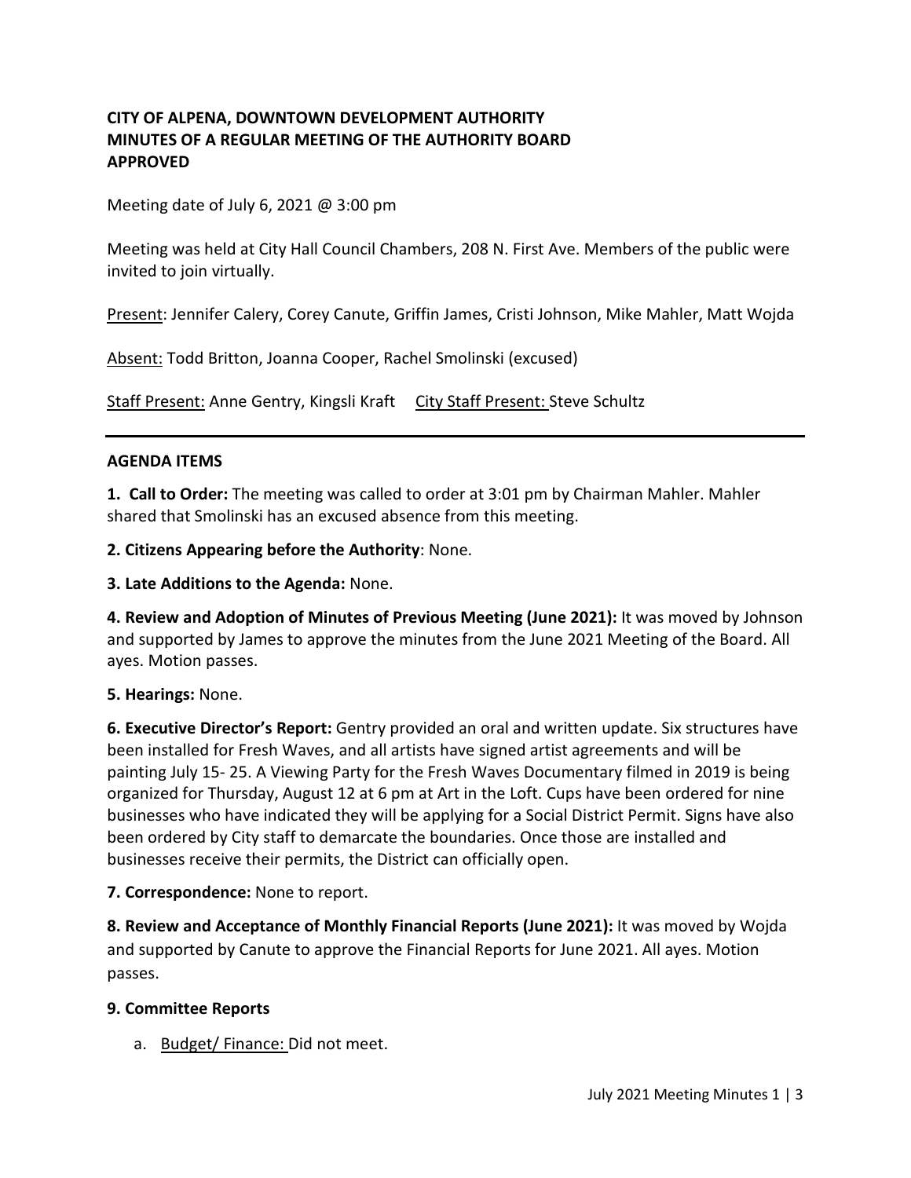**CITY OF ALPENA, DOWNTOWN DEVELOPMENT AUTHORITY**
**MINUTES OF A REGULAR MEETING OF THE AUTHORITY BOARD**
**APPROVED**

Meeting date of July 6, 2021 @ 3:00 pm

Meeting was held at City Hall Council Chambers, 208 N. First Ave. Members of the public were invited to join virtually.

Present: Jennifer Calery, Corey Canute, Griffin James, Cristi Johnson, Mike Mahler, Matt Wojda

Absent: Todd Britton, Joanna Cooper, Rachel Smolinski (excused)

Staff Present: Anne Gentry, Kingsli Kraft     City Staff Present: Steve Schultz

---

**AGENDA ITEMS**

**1. Call to Order:** The meeting was called to order at 3:01 pm by Chairman Mahler. Mahler shared that Smolinski has an excused absence from this meeting.

**2. Citizens Appearing before the Authority**: None.

**3. Late Additions to the Agenda:** None.

**4. Review and Adoption of Minutes of Previous Meeting (June 2021):** It was moved by Johnson and supported by James to approve the minutes from the June 2021 Meeting of the Board. All ayes. Motion passes.

**5. Hearings:** None.

**6. Executive Director's Report:** Gentry provided an oral and written update. Six structures have been installed for Fresh Waves, and all artists have signed artist agreements and will be painting July 15- 25. A Viewing Party for the Fresh Waves Documentary filmed in 2019 is being organized for Thursday, August 12 at 6 pm at Art in the Loft. Cups have been ordered for nine businesses who have indicated they will be applying for a Social District Permit. Signs have also been ordered by City staff to demarcate the boundaries. Once those are installed and businesses receive their permits, the District can officially open.

**7. Correspondence:** None to report.

**8. Review and Acceptance of Monthly Financial Reports (June 2021):** It was moved by Wojda and supported by Canute to approve the Financial Reports for June 2021. All ayes. Motion passes.

**9. Committee Reports**

a. Budget/ Finance: Did not meet.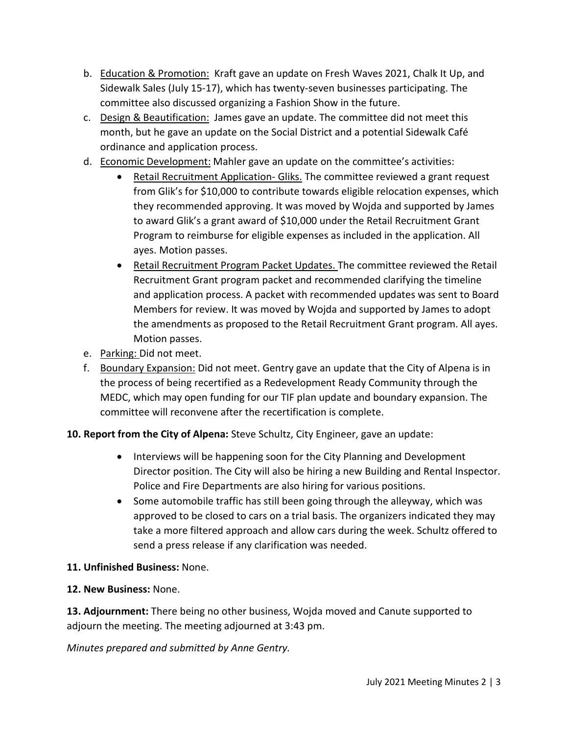b. Education & Promotion: Kraft gave an update on Fresh Waves 2021, Chalk It Up, and Sidewalk Sales (July 15-17), which has twenty-seven businesses participating. The committee also discussed organizing a Fashion Show in the future.

c. Design & Beautification: James gave an update. The committee did not meet this month, but he gave an update on the Social District and a potential Sidewalk Café ordinance and application process.

d. Economic Development: Mahler gave an update on the committee's activities:

- Retail Recruitment Application- Gliks. The committee reviewed a grant request from Glik's for $10,000 to contribute towards eligible relocation expenses, which they recommended approving. It was moved by Wojda and supported by James to award Glik's a grant award of $10,000 under the Retail Recruitment Grant Program to reimburse for eligible expenses as included in the application. All ayes. Motion passes.
- Retail Recruitment Program Packet Updates. The committee reviewed the Retail Recruitment Grant program packet and recommended clarifying the timeline and application process. A packet with recommended updates was sent to Board Members for review. It was moved by Wojda and supported by James to adopt the amendments as proposed to the Retail Recruitment Grant program. All ayes. Motion passes.

e. Parking: Did not meet.

f. Boundary Expansion: Did not meet. Gentry gave an update that the City of Alpena is in the process of being recertified as a Redevelopment Ready Community through the MEDC, which may open funding for our TIF plan update and boundary expansion. The committee will reconvene after the recertification is complete.

**10. Report from the City of Alpena:** Steve Schultz, City Engineer, gave an update:

- Interviews will be happening soon for the City Planning and Development Director position. The City will also be hiring a new Building and Rental Inspector. Police and Fire Departments are also hiring for various positions.
- Some automobile traffic has still been going through the alleyway, which was approved to be closed to cars on a trial basis. The organizers indicated they may take a more filtered approach and allow cars during the week. Schultz offered to send a press release if any clarification was needed.

**11. Unfinished Business:** None.

**12. New Business:** None.

**13. Adjournment:** There being no other business, Wojda moved and Canute supported to adjourn the meeting. The meeting adjourned at 3:43 pm.

*Minutes prepared and submitted by Anne Gentry.*